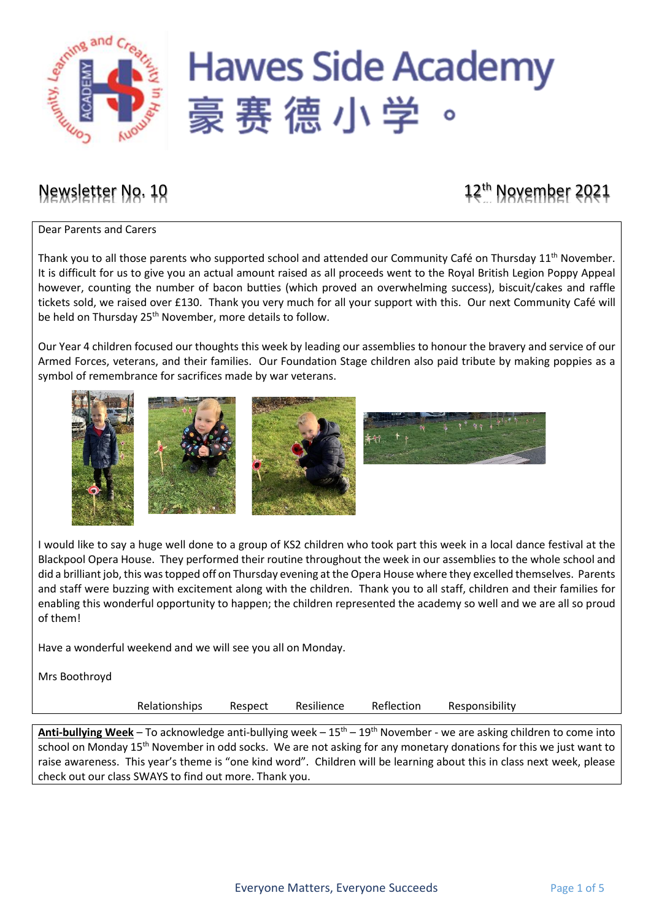# Hawes Side Academy
# 豪赛德小学。

## Newsletter No. 10

## 12th November 2021

Dear Parents and Carers

Thank you to all those parents who supported school and attended our Community Café on Thursday 11th November. It is difficult for us to give you an actual amount raised as all proceeds went to the Royal British Legion Poppy Appeal however, counting the number of bacon butties (which proved an overwhelming success), biscuit/cakes and raffle tickets sold, we raised over £130. Thank you very much for all your support with this. Our next Community Café will be held on Thursday 25th November, more details to follow.

Our Year 4 children focused our thoughts this week by leading our assemblies to honour the bravery and service of our Armed Forces, veterans, and their families. Our Foundation Stage children also paid tribute by making poppies as a symbol of remembrance for sacrifices made by war veterans.

I would like to say a huge well done to a group of KS2 children who took part this week in a local dance festival at the Blackpool Opera House. They performed their routine throughout the week in our assemblies to the whole school and did a brilliant job, this was topped off on Thursday evening at the Opera House where they excelled themselves. Parents and staff were buzzing with excitement along with the children. Thank you to all staff, children and their families for enabling this wonderful opportunity to happen; the children represented the academy so well and we are all so proud of them!

Have a wonderful weekend and we will see you all on Monday.

Mrs Boothroyd

Relationships Respect Resilience Reflection Responsibility

**Anti-bullying Week** – To acknowledge anti-bullying week – 15th – 19th November - we are asking children to come into school on Monday 15th November in odd socks. We are not asking for any monetary donations for this we just want to raise awareness. This year's theme is "one kind word". Children will be learning about this in class next week, please check out our class SWAYS to find out more. Thank you.

Everyone Matters, Everyone Succeeds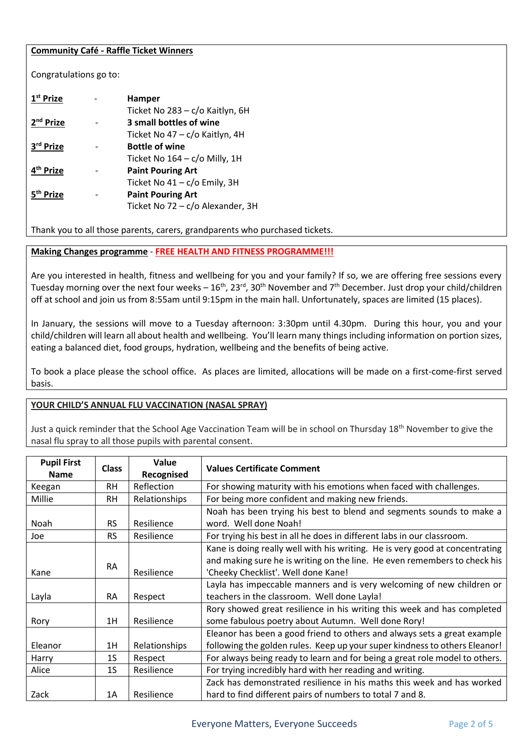**Community Café - Raffle Ticket Winners**

Congratulations go to:

**1st Prize** - **Hamper**
Ticket No 283 – c/o Kaitlyn, 6H

**2nd Prize** - **3 small bottles of wine**
Ticket No 47 – c/o Kaitlyn, 4H

**3rd Prize** - **Bottle of wine**
Ticket No 164 – c/o Milly, 1H

**4th Prize** - **Paint Pouring Art**
Ticket No 41 – c/o Emily, 3H

**5th Prize** - **Paint Pouring Art**
Ticket No 72 – c/o Alexander, 3H

Thank you to all those parents, carers, grandparents who purchased tickets.

**Making Changes programme** - **FREE HEALTH AND FITNESS PROGRAMME!!!**

Are you interested in health, fitness and wellbeing for you and your family? If so, we are offering free sessions every Tuesday morning over the next four weeks – 16th, 23rd, 30th November and 7th December. Just drop your child/children off at school and join us from 8:55am until 9:15pm in the main hall. Unfortunately, spaces are limited (15 places).

In January, the sessions will move to a Tuesday afternoon: 3:30pm until 4.30pm. During this hour, you and your child/children will learn all about health and wellbeing. You'll learn many things including information on portion sizes, eating a balanced diet, food groups, hydration, wellbeing and the benefits of being active.

To book a place please the school office. As places are limited, allocations will be made on a first-come-first served basis.

**YOUR CHILD'S ANNUAL FLU VACCINATION (NASAL SPRAY)**

Just a quick reminder that the School Age Vaccination Team will be in school on Thursday 18th November to give the nasal flu spray to all those pupils with parental consent.

| Pupil First Name | Class | Value Recognised | Values Certificate Comment |
|---|---|---|---|
| Keegan | RH | Reflection | For showing maturity with his emotions when faced with challenges. |
| Millie | RH | Relationships | For being more confident and making new friends. |
| Noah | RS | Resilience | Noah has been trying his best to blend and segments sounds to make a word. Well done Noah! |
| Joe | RS | Resilience | For trying his best in all he does in different labs in our classroom. |
| Kane | RA | Resilience | Kane is doing really well with his writing. He is very good at concentrating and making sure he is writing on the line. He even remembers to check his 'Cheeky Checklist'. Well done Kane! |
| Layla | RA | Respect | Layla has impeccable manners and is very welcoming of new children or teachers in the classroom. Well done Layla! |
| Rory | 1H | Resilience | Rory showed great resilience in his writing this week and has completed some fabulous poetry about Autumn. Well done Rory! |
| Eleanor | 1H | Relationships | Eleanor has been a good friend to others and always sets a great example following the golden rules. Keep up your super kindness to others Eleanor! |
| Harry | 1S | Respect | For always being ready to learn and for being a great role model to others. |
| Alice | 1S | Resilience | For trying incredibly hard with her reading and writing. |
| Zack | 1A | Resilience | Zack has demonstrated resilience in his maths this week and has worked hard to find different pairs of numbers to total 7 and 8. |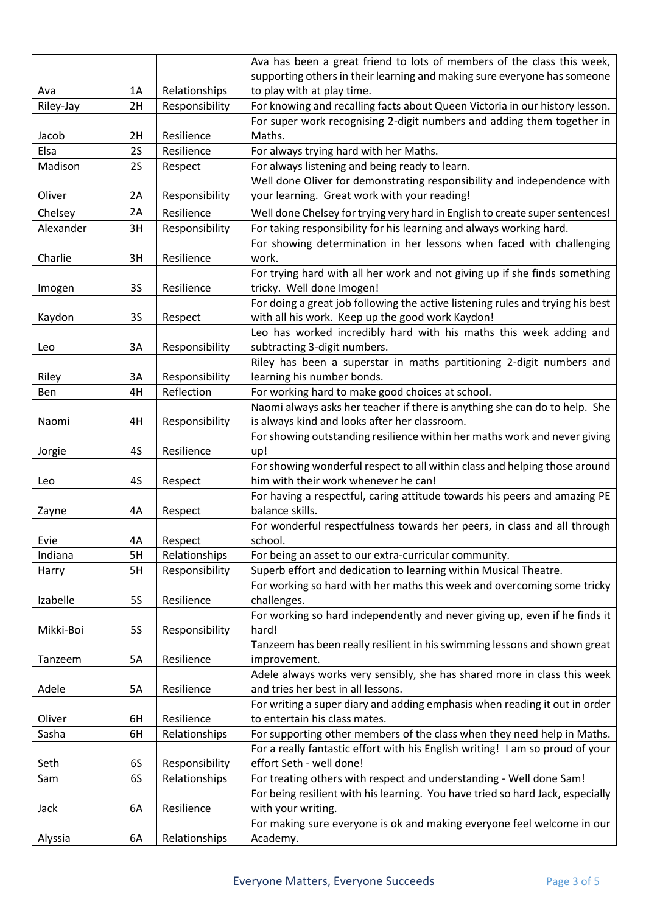| | | | |
|---|---|---|---|
| Ava | 1A | Relationships | Ava has been a great friend to lots of members of the class this week, supporting others in their learning and making sure everyone has someone to play with at play time. |
| Riley-Jay | 2H | Responsibility | For knowing and recalling facts about Queen Victoria in our history lesson. |
| Jacob | 2H | Resilience | For super work recognising 2-digit numbers and adding them together in Maths. |
| Elsa | 2S | Resilience | For always trying hard with her Maths. |
| Madison | 2S | Respect | For always listening and being ready to learn. |
| Oliver | 2A | Responsibility | Well done Oliver for demonstrating responsibility and independence with your learning. Great work with your reading! |
| Chelsey | 2A | Resilience | Well done Chelsey for trying very hard in English to create super sentences! |
| Alexander | 3H | Responsibility | For taking responsibility for his learning and always working hard. |
| Charlie | 3H | Resilience | For showing determination in her lessons when faced with challenging work. |
| Imogen | 3S | Resilience | For trying hard with all her work and not giving up if she finds something tricky. Well done Imogen! |
| Kaydon | 3S | Respect | For doing a great job following the active listening rules and trying his best with all his work. Keep up the good work Kaydon! |
| Leo | 3A | Responsibility | Leo has worked incredibly hard with his maths this week adding and subtracting 3-digit numbers. |
| Riley | 3A | Responsibility | Riley has been a superstar in maths partitioning 2-digit numbers and learning his number bonds. |
| Ben | 4H | Reflection | For working hard to make good choices at school. |
| Naomi | 4H | Responsibility | Naomi always asks her teacher if there is anything she can do to help. She is always kind and looks after her classroom. |
| Jorgie | 4S | Resilience | For showing outstanding resilience within her maths work and never giving up! |
| Leo | 4S | Respect | For showing wonderful respect to all within class and helping those around him with their work whenever he can! |
| Zayne | 4A | Respect | For having a respectful, caring attitude towards his peers and amazing PE balance skills. |
| Evie | 4A | Respect | For wonderful respectfulness towards her peers, in class and all through school. |
| Indiana | 5H | Relationships | For being an asset to our extra-curricular community. |
| Harry | 5H | Responsibility | Superb effort and dedication to learning within Musical Theatre. |
| Izabelle | 5S | Resilience | For working so hard with her maths this week and overcoming some tricky challenges. |
| Mikki-Boi | 5S | Responsibility | For working so hard independently and never giving up, even if he finds it hard! |
| Tanzeem | 5A | Resilience | Tanzeem has been really resilient in his swimming lessons and shown great improvement. |
| Adele | 5A | Resilience | Adele always works very sensibly, she has shared more in class this week and tries her best in all lessons. |
| Oliver | 6H | Resilience | For writing a super diary and adding emphasis when reading it out in order to entertain his class mates. |
| Sasha | 6H | Relationships | For supporting other members of the class when they need help in Maths. |
| Seth | 6S | Responsibility | For a really fantastic effort with his English writing! I am so proud of your effort Seth - well done! |
| Sam | 6S | Relationships | For treating others with respect and understanding - Well done Sam! |
| Jack | 6A | Resilience | For being resilient with his learning. You have tried so hard Jack, especially with your writing. |
| Alyssia | 6A | Relationships | For making sure everyone is ok and making everyone feel welcome in our Academy. |

Everyone Matters, Everyone Succeeds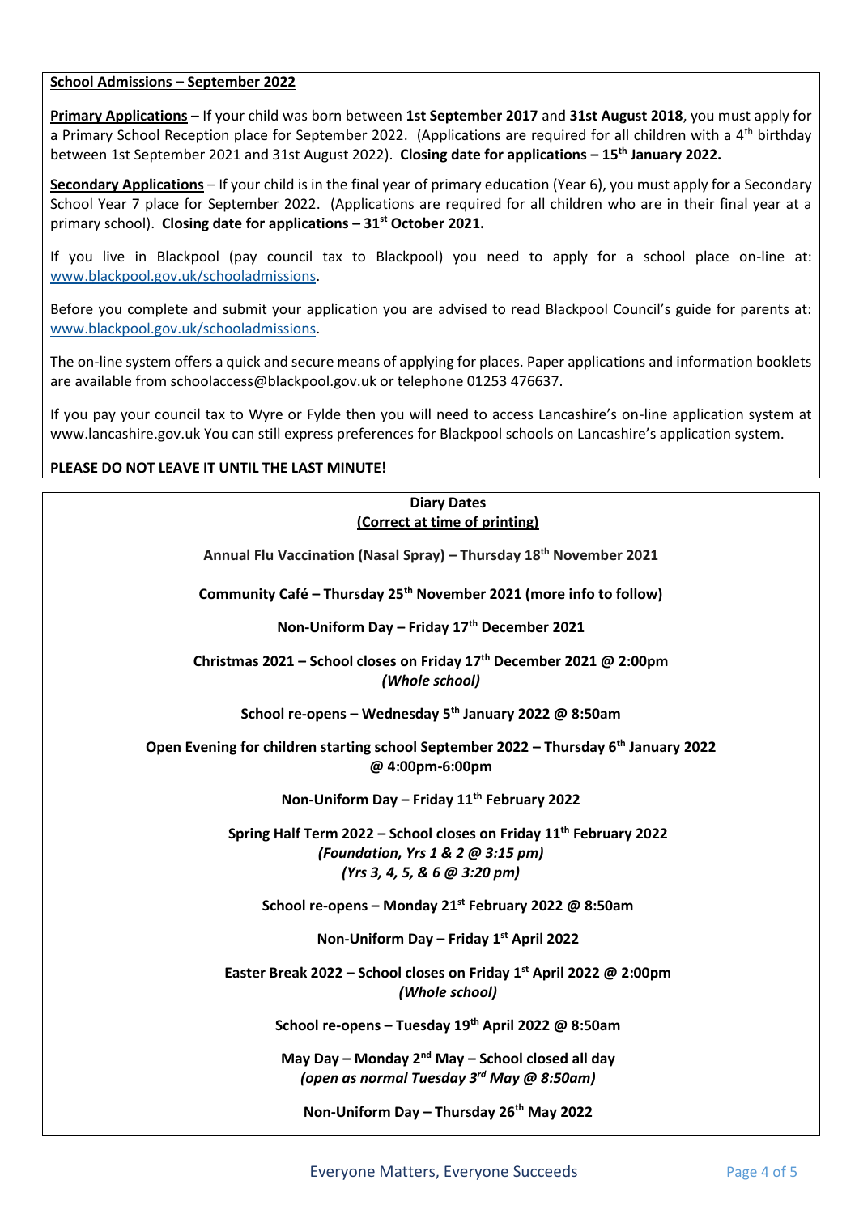## School Admissions – September 2022

**Primary Applications** – If your child was born between **1st September 2017** and **31st August 2018**, you must apply for a Primary School Reception place for September 2022. (Applications are required for all children with a 4th birthday between 1st September 2021 and 31st August 2022). **Closing date for applications – 15th January 2022.**

**Secondary Applications** – If your child is in the final year of primary education (Year 6), you must apply for a Secondary School Year 7 place for September 2022. (Applications are required for all children who are in their final year at a primary school). **Closing date for applications – 31st October 2021.**

If you live in Blackpool (pay council tax to Blackpool) you need to apply for a school place on-line at: www.blackpool.gov.uk/schooladmissions.

Before you complete and submit your application you are advised to read Blackpool Council's guide for parents at: www.blackpool.gov.uk/schooladmissions.

The on-line system offers a quick and secure means of applying for places. Paper applications and information booklets are available from schoolaccess@blackpool.gov.uk or telephone 01253 476637.

If you pay your council tax to Wyre or Fylde then you will need to access Lancashire's on-line application system at www.lancashire.gov.uk You can still express preferences for Blackpool schools on Lancashire's application system.

**PLEASE DO NOT LEAVE IT UNTIL THE LAST MINUTE!**

## Diary Dates
**(Correct at time of printing)**

**Annual Flu Vaccination (Nasal Spray) – Thursday 18th November 2021**

**Community Café – Thursday 25th November 2021 (more info to follow)**

**Non-Uniform Day – Friday 17th December 2021**

**Christmas 2021 – School closes on Friday 17th December 2021 @ 2:00pm**
***(Whole school)***

**School re-opens – Wednesday 5th January 2022 @ 8:50am**

**Open Evening for children starting school September 2022 – Thursday 6th January 2022 @ 4:00pm-6:00pm**

**Non-Uniform Day – Friday 11th February 2022**

**Spring Half Term 2022 – School closes on Friday 11th February 2022**
***(Foundation, Yrs 1 & 2 @ 3:15 pm)***
***(Yrs 3, 4, 5, & 6 @ 3:20 pm)***

**School re-opens – Monday 21st February 2022 @ 8:50am**

**Non-Uniform Day – Friday 1st April 2022**

**Easter Break 2022 – School closes on Friday 1st April 2022 @ 2:00pm**
***(Whole school)***

**School re-opens – Tuesday 19th April 2022 @ 8:50am**

**May Day – Monday 2nd May – School closed all day**
***(open as normal Tuesday 3rd May @ 8:50am)***

**Non-Uniform Day – Thursday 26th May 2022**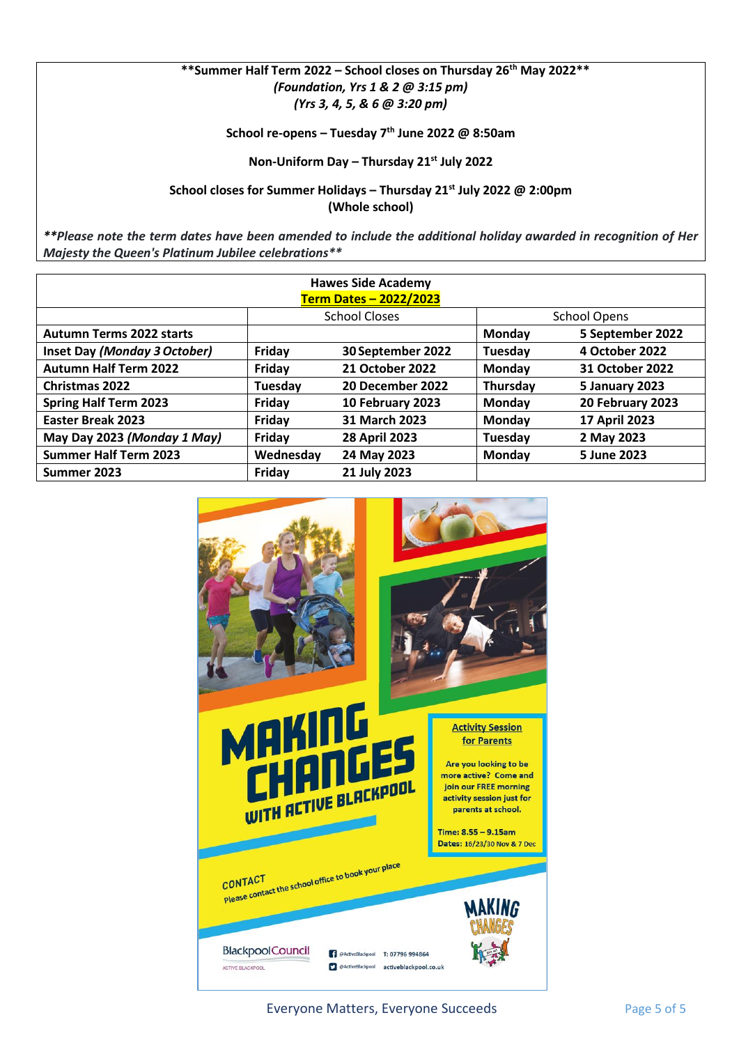**Summer Half Term 2022 – School closes on Thursday 26th May 2022**
*(Foundation, Yrs 1 & 2 @ 3:15 pm)*
*(Yrs 3, 4, 5, & 6 @ 3:20 pm)*

**School re-opens – Tuesday 7th June 2022 @ 8:50am**

**Non-Uniform Day – Thursday 21st July 2022**

**School closes for Summer Holidays – Thursday 21st July 2022 @ 2:00pm**
**(Whole school)**

***Please note the term dates have been amended to include the additional holiday awarded in recognition of Her Majesty the Queen's Platinum Jubilee celebrations***

**Hawes Side Academy**
**Term Dates – 2022/2023**

| | School Closes | | School Opens | |
|---|---|---|---|---|
| **Autumn Terms 2022 starts** | | | **Monday** | **5 September 2022** |
| **Inset Day *(Monday 3 October)*** | **Friday** | **30 September 2022** | **Tuesday** | **4 October 2022** |
| **Autumn Half Term 2022** | **Friday** | **21 October 2022** | **Monday** | **31 October 2022** |
| **Christmas 2022** | **Tuesday** | **20 December 2022** | **Thursday** | **5 January 2023** |
| **Spring Half Term 2023** | **Friday** | **10 February 2023** | **Monday** | **20 February 2023** |
| **Easter Break 2023** | **Friday** | **31 March 2023** | **Monday** | **17 April 2023** |
| **May Day 2023 *(Monday 1 May)*** | **Friday** | **28 April 2023** | **Tuesday** | **2 May 2023** |
| **Summer Half Term 2023** | **Wednesday** | **24 May 2023** | **Monday** | **5 June 2023** |
| **Summer 2023** | **Friday** | **21 July 2023** | | |

MAKING CHANGES WITH ACTIVE BLACKPOOL

**Activity Session for Parents**

Are you looking to be more active? Come and join our FREE morning activity session just for parents at school.

Time: 8.55 – 9.15am
Dates: 16/23/30 Nov & 7 Dec

CONTACT
Please contact the school office to book your place

Blackpool Council – Active Blackpool
@ActiveBlackpool
T: 07796 994864
activeblackpool.co.uk

MAKING CHANGES

Everyone Matters, Everyone Succeeds